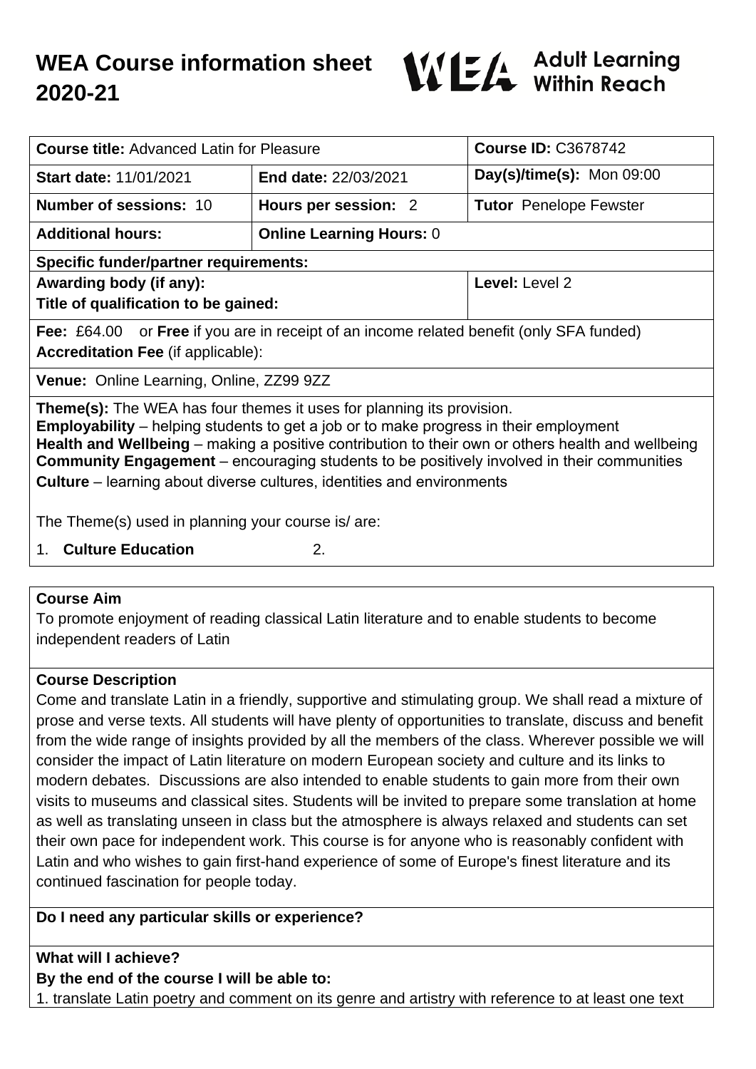# WEA Course information sheet 2020-21

WEA Adult Learning Within Reach

| | | |
|---|---|---|
| **Course title:** Advanced Latin for Pleasure | | **Course ID:** C3678742 |
| **Start date:** 11/01/2021 | **End date:** 22/03/2021 | **Day(s)/time(s):** Mon 09:00 |
| **Number of sessions:** 10 | **Hours per session:** 2 | **Tutor** Penelope Fewster |
| **Additional hours:** | **Online Learning Hours:** 0 | |
| **Specific funder/partner requirements:** | | |
| **Awarding body (if any):** <br> **Title of qualification to be gained:** | | **Level:** Level 2 |
| **Fee:** £64.00 or **Free** if you are in receipt of an income related benefit (only SFA funded) <br> **Accreditation Fee** (if applicable): | | |
| **Venue:** Online Learning, Online, ZZ99 9ZZ | | |

**Theme(s):** The WEA has four themes it uses for planning its provision.
**Employability** – helping students to get a job or to make progress in their employment
**Health and Wellbeing** – making a positive contribution to their own or others health and wellbeing
**Community Engagement** – encouraging students to be positively involved in their communities
**Culture** – learning about diverse cultures, identities and environments

The Theme(s) used in planning your course is/ are:

1. **Culture Education** 2.

## Course Aim

To promote enjoyment of reading classical Latin literature and to enable students to become independent readers of Latin

## Course Description

Come and translate Latin in a friendly, supportive and stimulating group. We shall read a mixture of prose and verse texts. All students will have plenty of opportunities to translate, discuss and benefit from the wide range of insights provided by all the members of the class. Wherever possible we will consider the impact of Latin literature on modern European society and culture and its links to modern debates. Discussions are also intended to enable students to gain more from their own visits to museums and classical sites. Students will be invited to prepare some translation at home as well as translating unseen in class but the atmosphere is always relaxed and students can set their own pace for independent work. This course is for anyone who is reasonably confident with Latin and who wishes to gain first-hand experience of some of Europe's finest literature and its continued fascination for people today.

## Do I need any particular skills or experience?

## What will I achieve?

**By the end of the course I will be able to:**

1. translate Latin poetry and comment on its genre and artistry with reference to at least one text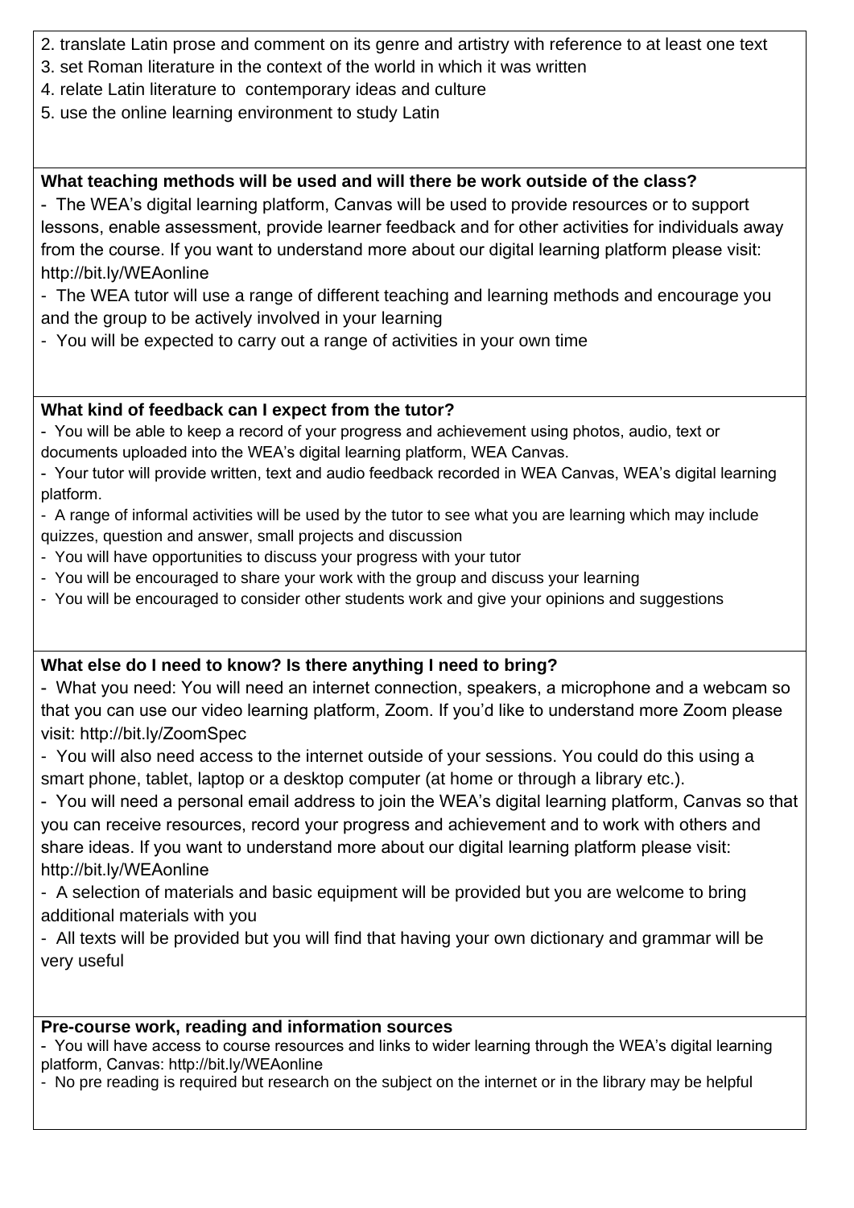2. translate Latin prose and comment on its genre and artistry with reference to at least one text
3. set Roman literature in the context of the world in which it was written
4. relate Latin literature to contemporary ideas and culture
5. use the online learning environment to study Latin

**What teaching methods will be used and will there be work outside of the class?**

- The WEA's digital learning platform, Canvas will be used to provide resources or to support lessons, enable assessment, provide learner feedback and for other activities for individuals away from the course. If you want to understand more about our digital learning platform please visit: http://bit.ly/WEAonline
- The WEA tutor will use a range of different teaching and learning methods and encourage you and the group to be actively involved in your learning
- You will be expected to carry out a range of activities in your own time

**What kind of feedback can I expect from the tutor?**

- You will be able to keep a record of your progress and achievement using photos, audio, text or documents uploaded into the WEA's digital learning platform, WEA Canvas.
- Your tutor will provide written, text and audio feedback recorded in WEA Canvas, WEA's digital learning platform.
- A range of informal activities will be used by the tutor to see what you are learning which may include quizzes, question and answer, small projects and discussion
- You will have opportunities to discuss your progress with your tutor
- You will be encouraged to share your work with the group and discuss your learning
- You will be encouraged to consider other students work and give your opinions and suggestions

**What else do I need to know? Is there anything I need to bring?**

- What you need: You will need an internet connection, speakers, a microphone and a webcam so that you can use our video learning platform, Zoom. If you'd like to understand more Zoom please visit: http://bit.ly/ZoomSpec
- You will also need access to the internet outside of your sessions. You could do this using a smart phone, tablet, laptop or a desktop computer (at home or through a library etc.).
- You will need a personal email address to join the WEA's digital learning platform, Canvas so that you can receive resources, record your progress and achievement and to work with others and share ideas. If you want to understand more about our digital learning platform please visit: http://bit.ly/WEAonline
- A selection of materials and basic equipment will be provided but you are welcome to bring additional materials with you
- All texts will be provided but you will find that having your own dictionary and grammar will be very useful

**Pre-course work, reading and information sources**

- You will have access to course resources and links to wider learning through the WEA's digital learning platform, Canvas: http://bit.ly/WEAonline
- No pre reading is required but research on the subject on the internet or in the library may be helpful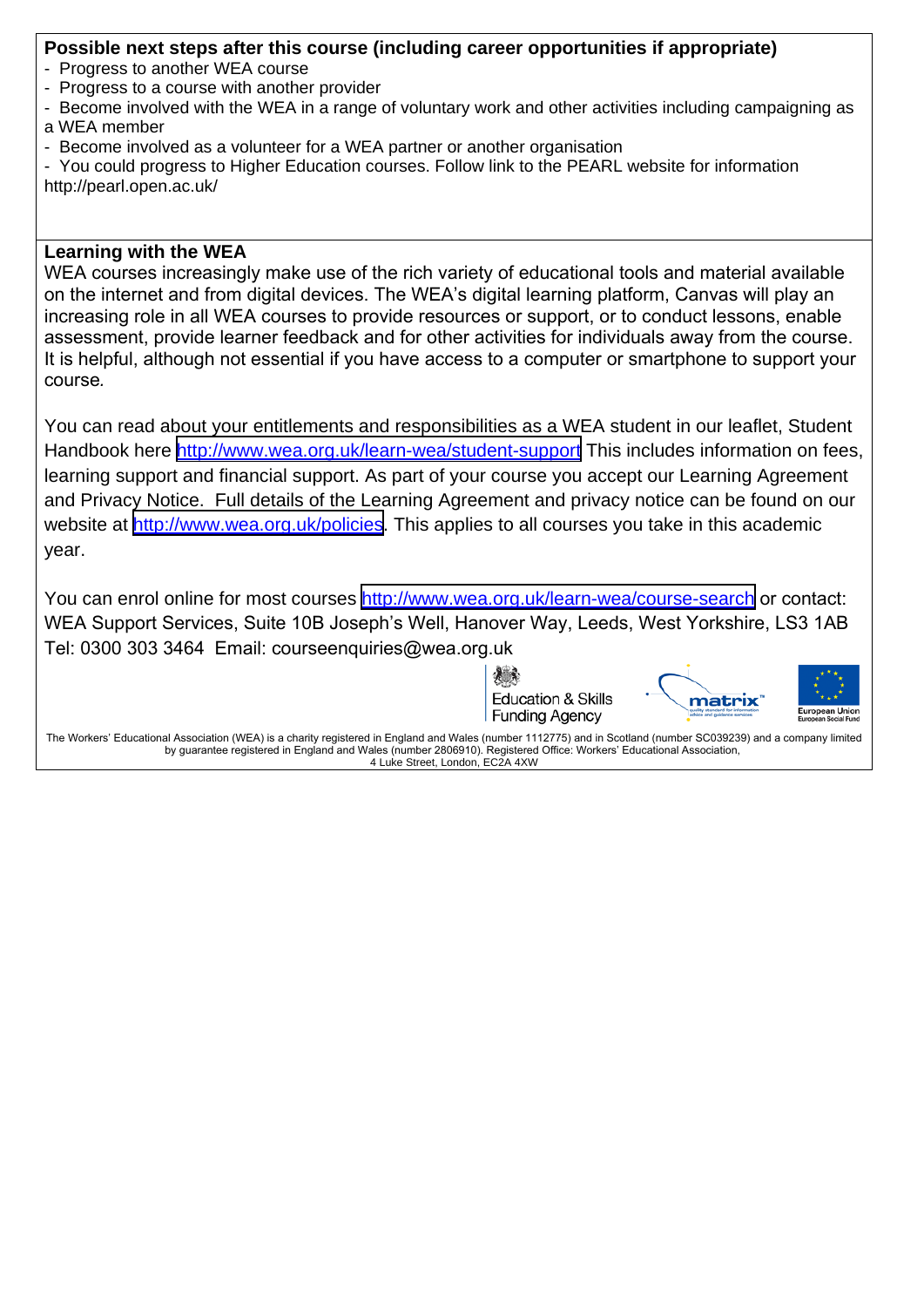**Possible next steps after this course (including career opportunities if appropriate)**

- Progress to another WEA course
- Progress to a course with another provider
- Become involved with the WEA in a range of voluntary work and other activities including campaigning as a WEA member
- Become involved as a volunteer for a WEA partner or another organisation
- You could progress to Higher Education courses. Follow link to the PEARL website for information http://pearl.open.ac.uk/

**Learning with the WEA**

WEA courses increasingly make use of the rich variety of educational tools and material available on the internet and from digital devices. The WEA's digital learning platform, Canvas will play an increasing role in all WEA courses to provide resources or support, or to conduct lessons, enable assessment, provide learner feedback and for other activities for individuals away from the course. It is helpful, although not essential if you have access to a computer or smartphone to support your course.

You can read about your entitlements and responsibilities as a WEA student in our leaflet, Student Handbook here http://www.wea.org.uk/learn-wea/student-support This includes information on fees, learning support and financial support. As part of your course you accept our Learning Agreement and Privacy Notice. Full details of the Learning Agreement and privacy notice can be found on our website at http://www.wea.org.uk/policies. This applies to all courses you take in this academic year.

You can enrol online for most courses http://www.wea.org.uk/learn-wea/course-search or contact: WEA Support Services, Suite 10B Joseph's Well, Hanover Way, Leeds, West Yorkshire, LS3 1AB Tel: 0300 303 3464 Email: courseenquiries@wea.org.uk

Education & Skills Funding Agency

matrix

European Union European Social Fund

The Workers' Educational Association (WEA) is a charity registered in England and Wales (number 1112775) and in Scotland (number SC039239) and a company limited by guarantee registered in England and Wales (number 2806910). Registered Office: Workers' Educational Association, 4 Luke Street, London, EC2A 4XW